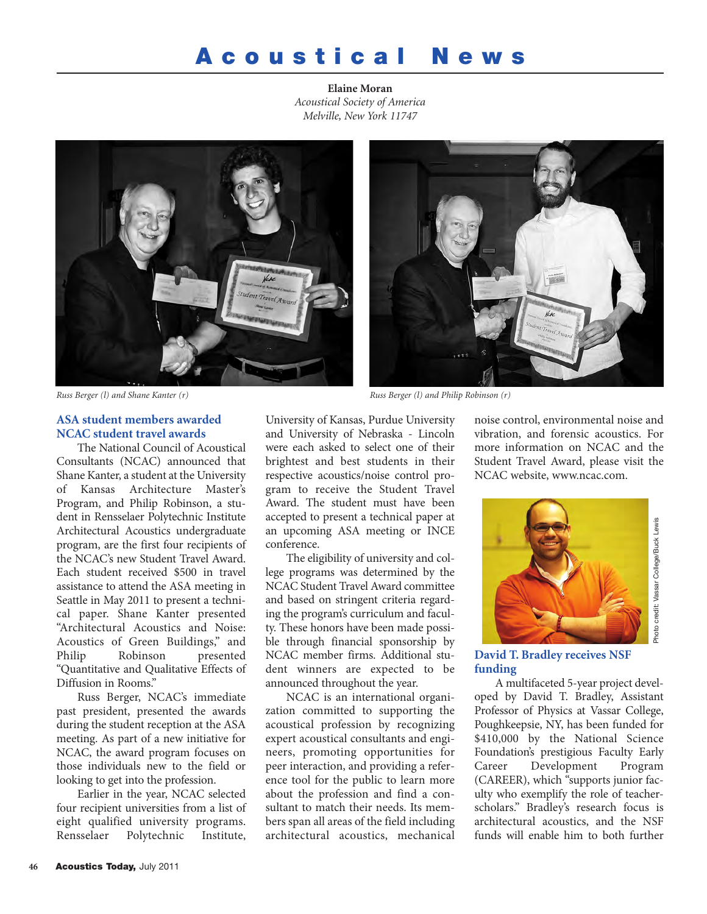# Acoustical News

**Elaine Moran**
*Acoustical Society of America*
*Melville, New York 11747*

*Russ Berger (l) and Shane Kanter (r)*

*Russ Berger (l) and Philip Robinson (r)*

## ASA student members awarded NCAC student travel awards

The National Council of Acoustical Consultants (NCAC) announced that Shane Kanter, a student at the University of Kansas Architecture Master's Program, and Philip Robinson, a student in Rensselaer Polytechnic Institute Architectural Acoustics undergraduate program, are the first four recipients of the NCAC's new Student Travel Award. Each student received $500 in travel assistance to attend the ASA meeting in Seattle in May 2011 to present a technical paper. Shane Kanter presented "Architectural Acoustics and Noise: Acoustics of Green Buildings," and Philip Robinson presented "Quantitative and Qualitative Effects of Diffusion in Rooms."

Russ Berger, NCAC's immediate past president, presented the awards during the student reception at the ASA meeting. As part of a new initiative for NCAC, the award program focuses on those individuals new to the field or looking to get into the profession.

Earlier in the year, NCAC selected four recipient universities from a list of eight qualified university programs. Rensselaer Polytechnic Institute, University of Kansas, Purdue University and University of Nebraska - Lincoln were each asked to select one of their brightest and best students in their respective acoustics/noise control program to receive the Student Travel Award. The student must have been accepted to present a technical paper at an upcoming ASA meeting or INCE conference.

The eligibility of university and college programs was determined by the NCAC Student Travel Award committee and based on stringent criteria regarding the program's curriculum and faculty. These honors have been made possible through financial sponsorship by NCAC member firms. Additional student winners are expected to be announced throughout the year.

NCAC is an international organization committed to supporting the acoustical profession by recognizing expert acoustical consultants and engineers, promoting opportunities for peer interaction, and providing a reference tool for the public to learn more about the profession and find a consultant to match their needs. Its members span all areas of the field including architectural acoustics, mechanical noise control, environmental noise and vibration, and forensic acoustics. For more information on NCAC and the Student Travel Award, please visit the NCAC website, www.ncac.com.

Photo credit: Vassar College/Buck Lewis

## David T. Bradley receives NSF funding

A multifaceted 5-year project developed by David T. Bradley, Assistant Professor of Physics at Vassar College, Poughkeepsie, NY, has been funded for $410,000 by the National Science Foundation's prestigious Faculty Early Career Development Program (CAREER), which "supports junior faculty who exemplify the role of teacher-scholars." Bradley's research focus is architectural acoustics, and the NSF funds will enable him to both further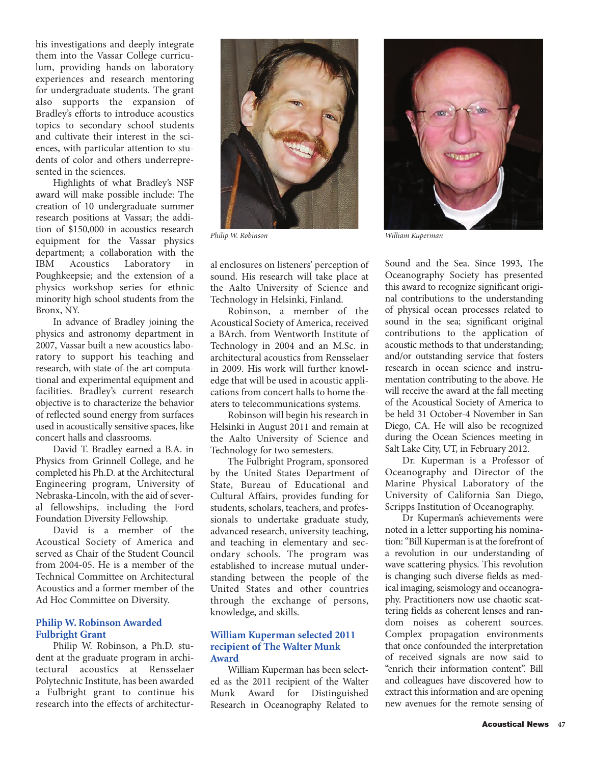his investigations and deeply integrate them into the Vassar College curriculum, providing hands-on laboratory experiences and research mentoring for undergraduate students. The grant also supports the expansion of Bradley's efforts to introduce acoustics topics to secondary school students and cultivate their interest in the sciences, with particular attention to students of color and others underrepresented in the sciences.

Highlights of what Bradley's NSF award will make possible include: The creation of 10 undergraduate summer research positions at Vassar; the addition of $150,000 in acoustics research equipment for the Vassar physics department; a collaboration with the IBM Acoustics Laboratory in Poughkeepsie; and the extension of a physics workshop series for ethnic minority high school students from the Bronx, NY.

In advance of Bradley joining the physics and astronomy department in 2007, Vassar built a new acoustics laboratory to support his teaching and research, with state-of-the-art computational and experimental equipment and facilities. Bradley's current research objective is to characterize the behavior of reflected sound energy from surfaces used in acoustically sensitive spaces, like concert halls and classrooms.

David T. Bradley earned a B.A. in Physics from Grinnell College, and he completed his Ph.D. at the Architectural Engineering program, University of Nebraska-Lincoln, with the aid of several fellowships, including the Ford Foundation Diversity Fellowship.

David is a member of the Acoustical Society of America and served as Chair of the Student Council from 2004-05. He is a member of the Technical Committee on Architectural Acoustics and a former member of the Ad Hoc Committee on Diversity.

### Philip W. Robinson Awarded Fulbright Grant

*Philip W. Robinson*

Philip W. Robinson, a Ph.D. student at the graduate program in architectural acoustics at Rensselaer Polytechnic Institute, has been awarded a Fulbright grant to continue his research into the effects of architectural enclosures on listeners' perception of sound. His research will take place at the Aalto University of Science and Technology in Helsinki, Finland.

Robinson, a member of the Acoustical Society of America, received a BArch. from Wentworth Institute of Technology in 2004 and an M.Sc. in architectural acoustics from Rensselaer in 2009. His work will further knowledge that will be used in acoustic applications from concert halls to home theaters to telecommunications systems.

Robinson will begin his research in Helsinki in August 2011 and remain at the Aalto University of Science and Technology for two semesters.

The Fulbright Program, sponsored by the United States Department of State, Bureau of Educational and Cultural Affairs, provides funding for students, scholars, teachers, and professionals to undertake graduate study, advanced research, university teaching, and teaching in elementary and secondary schools. The program was established to increase mutual understanding between the people of the United States and other countries through the exchange of persons, knowledge, and skills.

### William Kuperman selected 2011 recipient of The Walter Munk Award

*William Kuperman*

William Kuperman has been selected as the 2011 recipient of the Walter Munk Award for Distinguished Research in Oceanography Related to Sound and the Sea. Since 1993, The Oceanography Society has presented this award to recognize significant original contributions to the understanding of physical ocean processes related to sound in the sea; significant original contributions to the application of acoustic methods to that understanding; and/or outstanding service that fosters research in ocean science and instrumentation contributing to the above. He will receive the award at the fall meeting of the Acoustical Society of America to be held 31 October-4 November in San Diego, CA. He will also be recognized during the Ocean Sciences meeting in Salt Lake City, UT, in February 2012.

Dr. Kuperman is a Professor of Oceanography and Director of the Marine Physical Laboratory of the University of California San Diego, Scripps Institution of Oceanography.

Dr Kuperman's achievements were noted in a letter supporting his nomination: "Bill Kuperman is at the forefront of a revolution in our understanding of wave scattering physics. This revolution is changing such diverse fields as medical imaging, seismology and oceanography. Practitioners now use chaotic scattering fields as coherent lenses and random noises as coherent sources. Complex propagation environments that once confounded the interpretation of received signals are now said to "enrich their information content". Bill and colleagues have discovered how to extract this information and are opening new avenues for the remote sensing of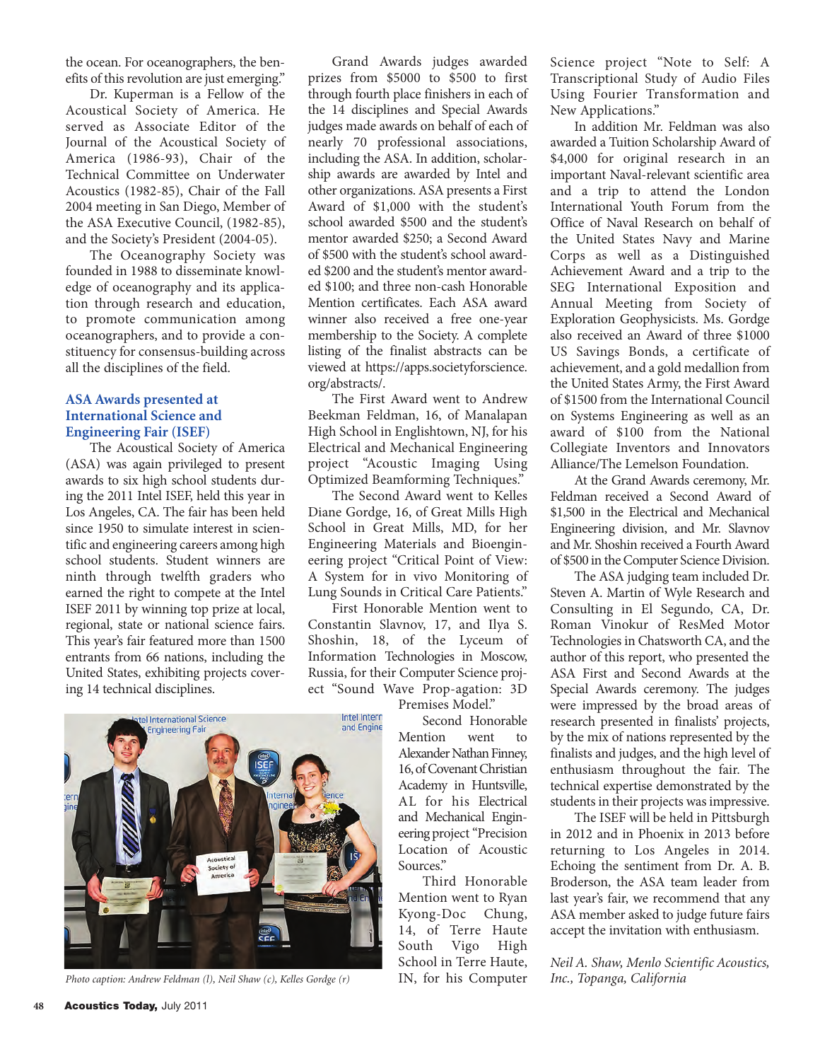the ocean. For oceanographers, the benefits of this revolution are just emerging."

Dr. Kuperman is a Fellow of the Acoustical Society of America. He served as Associate Editor of the Journal of the Acoustical Society of America (1986-93), Chair of the Technical Committee on Underwater Acoustics (1982-85), Chair of the Fall 2004 meeting in San Diego, Member of the ASA Executive Council, (1982-85), and the Society's President (2004-05).

The Oceanography Society was founded in 1988 to disseminate knowledge of oceanography and its application through research and education, to promote communication among oceanographers, and to provide a constituency for consensus-building across all the disciplines of the field.

### ASA Awards presented at International Science and Engineering Fair (ISEF)

The Acoustical Society of America (ASA) was again privileged to present awards to six high school students during the 2011 Intel ISEF, held this year in Los Angeles, CA. The fair has been held since 1950 to simulate interest in scientific and engineering careers among high school students. Student winners are ninth through twelfth graders who earned the right to compete at the Intel ISEF 2011 by winning top prize at local, regional, state or national science fairs. This year's fair featured more than 1500 entrants from 66 nations, including the United States, exhibiting projects covering 14 technical disciplines.

Grand Awards judges awarded prizes from $5000 to $500 to first through fourth place finishers in each of the 14 disciplines and Special Awards judges made awards on behalf of each of nearly 70 professional associations, including the ASA. In addition, scholarship awards are awarded by Intel and other organizations. ASA presents a First Award of $1,000 with the student's school awarded $500 and the student's mentor awarded $250; a Second Award of $500 with the student's school awarded $200 and the student's mentor awarded $100; and three non-cash Honorable Mention certificates. Each ASA award winner also received a free one-year membership to the Society. A complete listing of the finalist abstracts can be viewed at https://apps.societyforscience.org/abstracts/.

The First Award went to Andrew Beekman Feldman, 16, of Manalapan High School in Englishtown, NJ, for his Electrical and Mechanical Engineering project "Acoustic Imaging Using Optimized Beamforming Techniques."

The Second Award went to Kelles Diane Gordge, 16, of Great Mills High School in Great Mills, MD, for her Engineering Materials and Bioengineering project "Critical Point of View: A System for in vivo Monitoring of Lung Sounds in Critical Care Patients."

First Honorable Mention went to Constantin Slavnov, 17, and Ilya S. Shoshin, 18, of the Lyceum of Information Technologies in Moscow, Russia, for their Computer Science project "Sound Wave Prop-agation: 3D Premises Model."

Second Honorable Mention went to Alexander Nathan Finney, 16, of Covenant Christian Academy in Huntsville, AL for his Electrical and Mechanical Engineering project "Precision Location of Acoustic Sources."

Third Honorable Mention went to Ryan Kyong-Doc Chung, 14, of Terre Haute South Vigo High School in Terre Haute, IN, for his Computer Science project "Note to Self: A Transcriptional Study of Audio Files Using Fourier Transformation and New Applications."

*Photo caption: Andrew Feldman (l), Neil Shaw (c), Kelles Gordge (r)*

In addition Mr. Feldman was also awarded a Tuition Scholarship Award of $4,000 for original research in an important Naval-relevant scientific area and a trip to attend the London International Youth Forum from the Office of Naval Research on behalf of the United States Navy and Marine Corps as well as a Distinguished Achievement Award and a trip to the SEG International Exposition and Annual Meeting from Society of Exploration Geophysicists. Ms. Gordge also received an Award of three $1000 US Savings Bonds, a certificate of achievement, and a gold medallion from the United States Army, the First Award of $1500 from the International Council on Systems Engineering as well as an award of $100 from the National Collegiate Inventors and Innovators Alliance/The Lemelson Foundation.

At the Grand Awards ceremony, Mr. Feldman received a Second Award of $1,500 in the Electrical and Mechanical Engineering division, and Mr. Slavnov and Mr. Shoshin received a Fourth Award of $500 in the Computer Science Division.

The ASA judging team included Dr. Steven A. Martin of Wyle Research and Consulting in El Segundo, CA, Dr. Roman Vinokur of ResMed Motor Technologies in Chatsworth CA, and the author of this report, who presented the ASA First and Second Awards at the Special Awards ceremony. The judges were impressed by the broad areas of research presented in finalists' projects, by the mix of nations represented by the finalists and judges, and the high level of enthusiasm throughout the fair. The technical expertise demonstrated by the students in their projects was impressive.

The ISEF will be held in Pittsburgh in 2012 and in Phoenix in 2013 before returning to Los Angeles in 2014. Echoing the sentiment from Dr. A. B. Broderson, the ASA team leader from last year's fair, we recommend that any ASA member asked to judge future fairs accept the invitation with enthusiasm.

*Neil A. Shaw, Menlo Scientific Acoustics, Inc., Topanga, California*